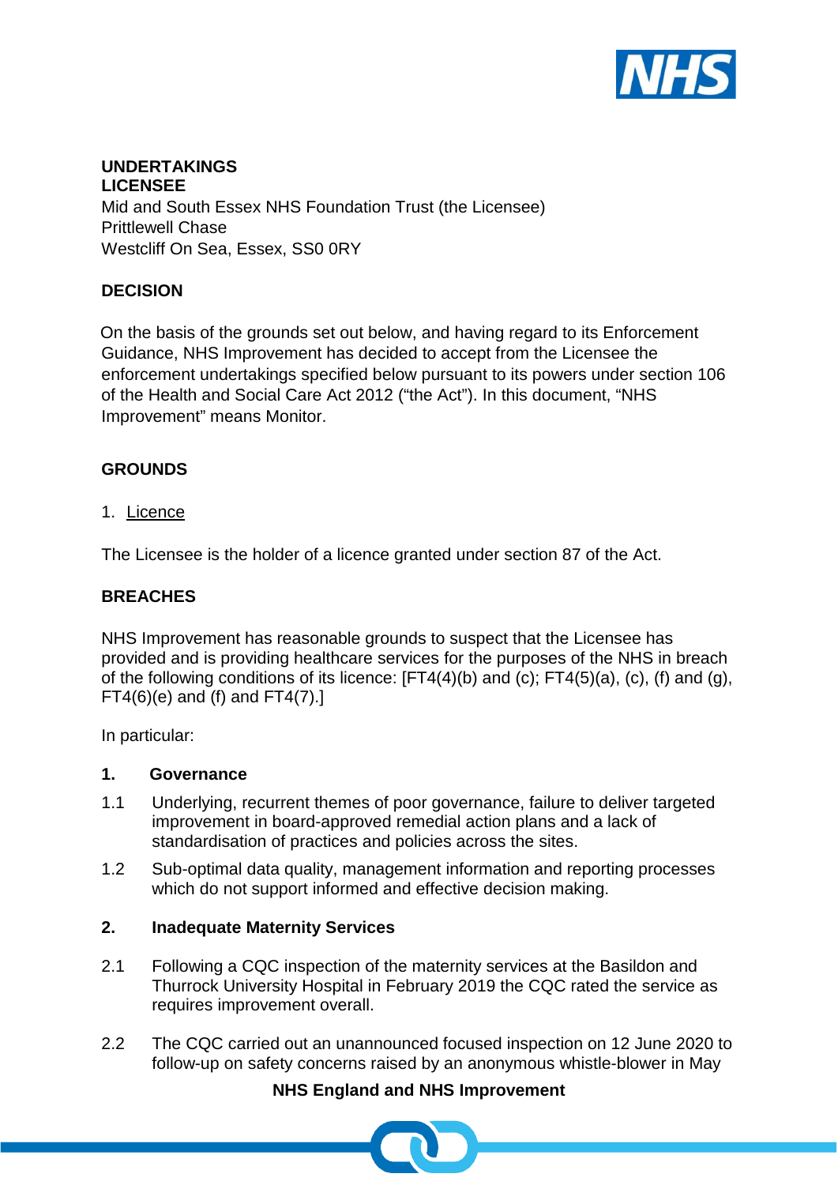**UNDERTAKINGS**

**LICENSEE**

Mid and South Essex NHS Foundation Trust (the Licensee)
Prittlewell Chase
Westcliff On Sea, Essex, SS0 0RY

**DECISION**

On the basis of the grounds set out below, and having regard to its Enforcement Guidance, NHS Improvement has decided to accept from the Licensee the enforcement undertakings specified below pursuant to its powers under section 106 of the Health and Social Care Act 2012 ("the Act"). In this document, "NHS Improvement" means Monitor.

**GROUNDS**

1. <u>Licence</u>

The Licensee is the holder of a licence granted under section 87 of the Act.

**BREACHES**

NHS Improvement has reasonable grounds to suspect that the Licensee has provided and is providing healthcare services for the purposes of the NHS in breach of the following conditions of its licence: [FT4(4)(b) and (c); FT4(5)(a), (c), (f) and (g), FT4(6)(e) and (f) and FT4(7).]

In particular:

**1. Governance**

1.1 Underlying, recurrent themes of poor governance, failure to deliver targeted improvement in board-approved remedial action plans and a lack of standardisation of practices and policies across the sites.

1.2 Sub-optimal data quality, management information and reporting processes which do not support informed and effective decision making.

**2. Inadequate Maternity Services**

2.1 Following a CQC inspection of the maternity services at the Basildon and Thurrock University Hospital in February 2019 the CQC rated the service as requires improvement overall.

2.2 The CQC carried out an unannounced focused inspection on 12 June 2020 to follow-up on safety concerns raised by an anonymous whistle-blower in May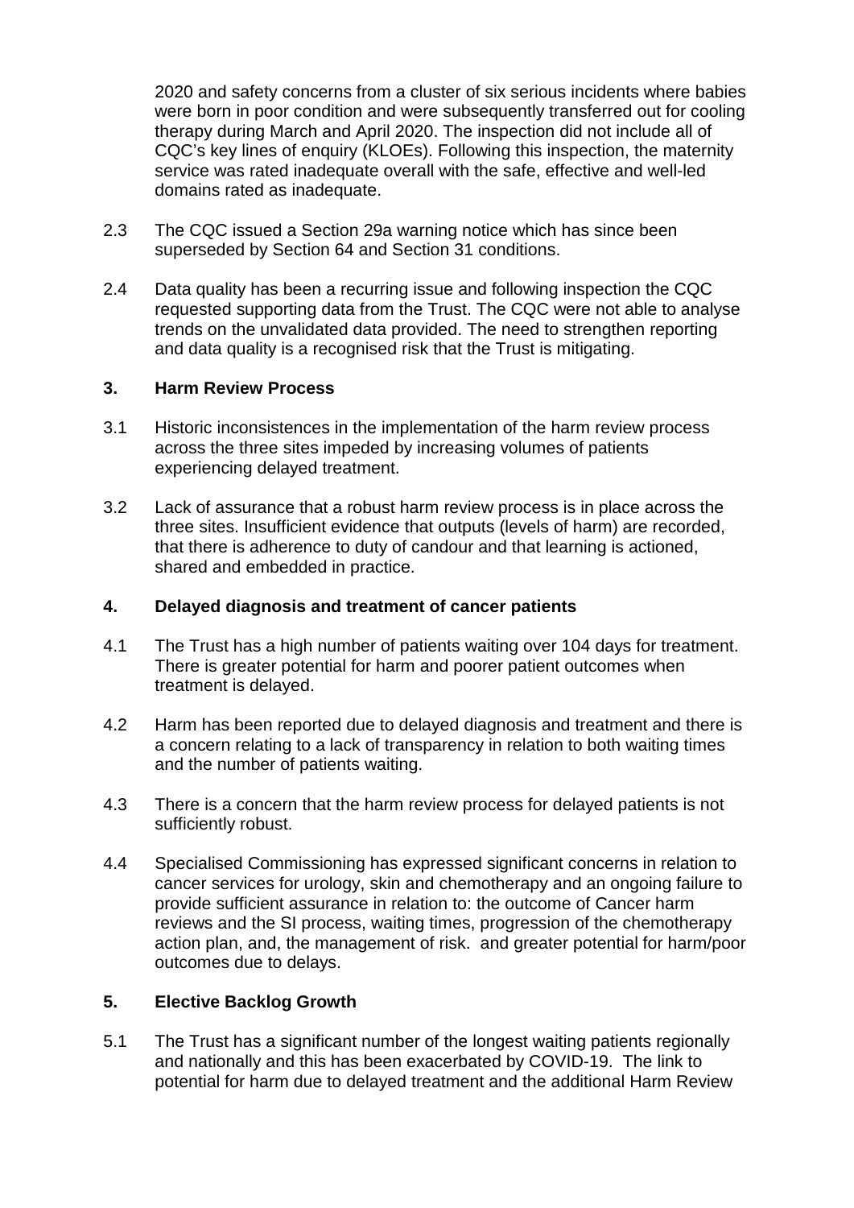2020 and safety concerns from a cluster of six serious incidents where babies were born in poor condition and were subsequently transferred out for cooling therapy during March and April 2020. The inspection did not include all of CQC's key lines of enquiry (KLOEs). Following this inspection, the maternity service was rated inadequate overall with the safe, effective and well-led domains rated as inadequate.

2.3 The CQC issued a Section 29a warning notice which has since been superseded by Section 64 and Section 31 conditions.

2.4 Data quality has been a recurring issue and following inspection the CQC requested supporting data from the Trust. The CQC were not able to analyse trends on the unvalidated data provided. The need to strengthen reporting and data quality is a recognised risk that the Trust is mitigating.

## 3. Harm Review Process

3.1 Historic inconsistences in the implementation of the harm review process across the three sites impeded by increasing volumes of patients experiencing delayed treatment.

3.2 Lack of assurance that a robust harm review process is in place across the three sites. Insufficient evidence that outputs (levels of harm) are recorded, that there is adherence to duty of candour and that learning is actioned, shared and embedded in practice.

## 4. Delayed diagnosis and treatment of cancer patients

4.1 The Trust has a high number of patients waiting over 104 days for treatment. There is greater potential for harm and poorer patient outcomes when treatment is delayed.

4.2 Harm has been reported due to delayed diagnosis and treatment and there is a concern relating to a lack of transparency in relation to both waiting times and the number of patients waiting.

4.3 There is a concern that the harm review process for delayed patients is not sufficiently robust.

4.4 Specialised Commissioning has expressed significant concerns in relation to cancer services for urology, skin and chemotherapy and an ongoing failure to provide sufficient assurance in relation to: the outcome of Cancer harm reviews and the SI process, waiting times, progression of the chemotherapy action plan, and, the management of risk. and greater potential for harm/poor outcomes due to delays.

## 5. Elective Backlog Growth

5.1 The Trust has a significant number of the longest waiting patients regionally and nationally and this has been exacerbated by COVID-19. The link to potential for harm due to delayed treatment and the additional Harm Review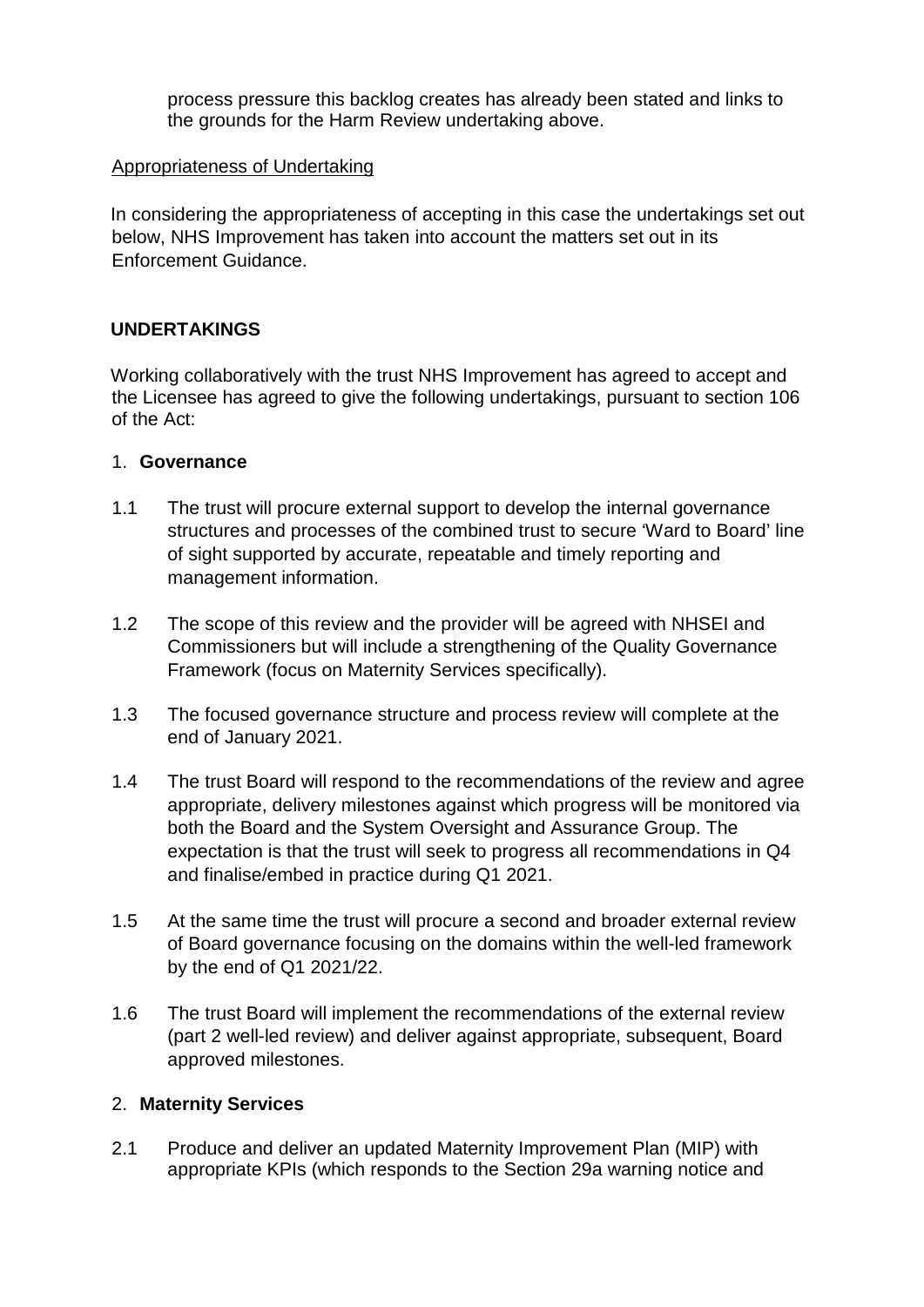process pressure this backlog creates has already been stated and links to the grounds for the Harm Review undertaking above.

Appropriateness of Undertaking

In considering the appropriateness of accepting in this case the undertakings set out below, NHS Improvement has taken into account the matters set out in its Enforcement Guidance.

## UNDERTAKINGS

Working collaboratively with the trust NHS Improvement has agreed to accept and the Licensee has agreed to give the following undertakings, pursuant to section 106 of the Act:

### 1. Governance

1.1 The trust will procure external support to develop the internal governance structures and processes of the combined trust to secure 'Ward to Board' line of sight supported by accurate, repeatable and timely reporting and management information.

1.2 The scope of this review and the provider will be agreed with NHSEI and Commissioners but will include a strengthening of the Quality Governance Framework (focus on Maternity Services specifically).

1.3 The focused governance structure and process review will complete at the end of January 2021.

1.4 The trust Board will respond to the recommendations of the review and agree appropriate, delivery milestones against which progress will be monitored via both the Board and the System Oversight and Assurance Group. The expectation is that the trust will seek to progress all recommendations in Q4 and finalise/embed in practice during Q1 2021.

1.5 At the same time the trust will procure a second and broader external review of Board governance focusing on the domains within the well-led framework by the end of Q1 2021/22.

1.6 The trust Board will implement the recommendations of the external review (part 2 well-led review) and deliver against appropriate, subsequent, Board approved milestones.

### 2. Maternity Services

2.1 Produce and deliver an updated Maternity Improvement Plan (MIP) with appropriate KPIs (which responds to the Section 29a warning notice and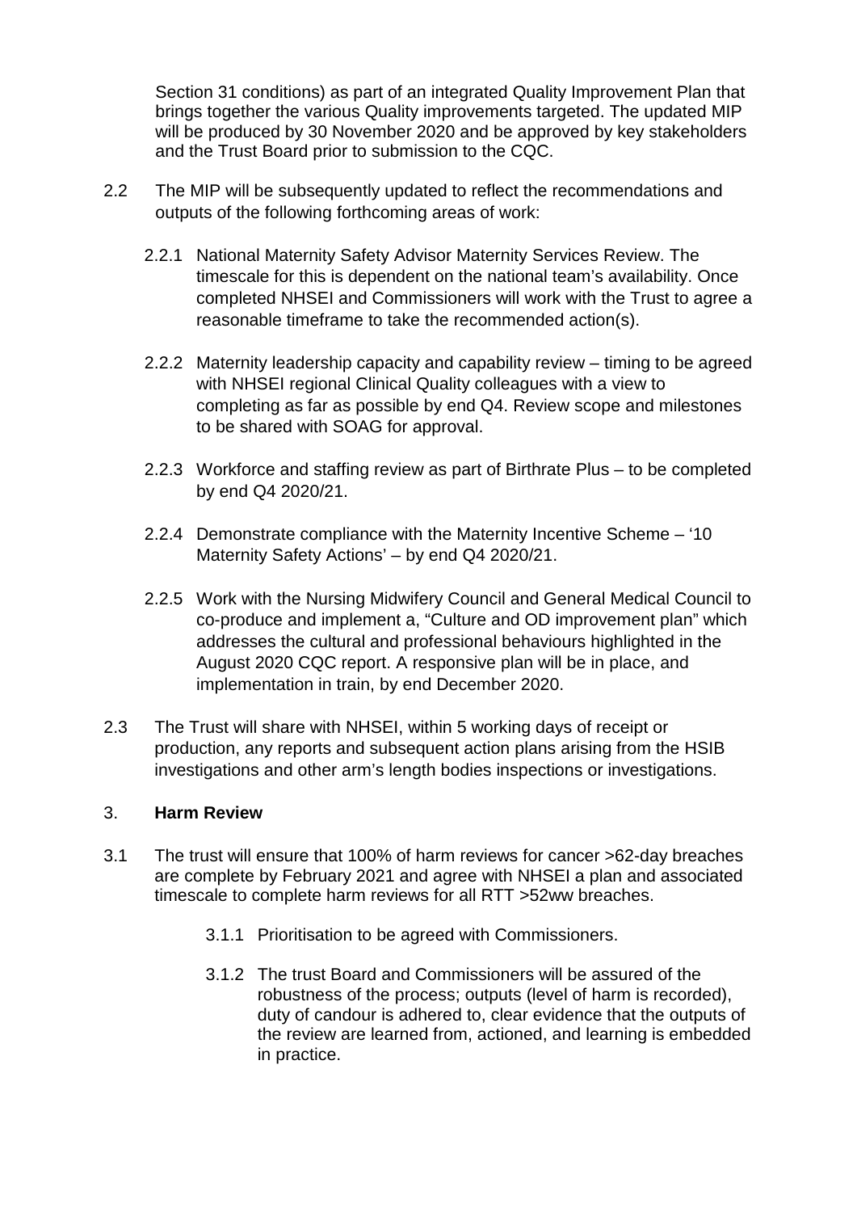Section 31 conditions) as part of an integrated Quality Improvement Plan that brings together the various Quality improvements targeted. The updated MIP will be produced by 30 November 2020 and be approved by key stakeholders and the Trust Board prior to submission to the CQC.

2.2 The MIP will be subsequently updated to reflect the recommendations and outputs of the following forthcoming areas of work:

2.2.1 National Maternity Safety Advisor Maternity Services Review. The timescale for this is dependent on the national team's availability. Once completed NHSEI and Commissioners will work with the Trust to agree a reasonable timeframe to take the recommended action(s).

2.2.2 Maternity leadership capacity and capability review – timing to be agreed with NHSEI regional Clinical Quality colleagues with a view to completing as far as possible by end Q4. Review scope and milestones to be shared with SOAG for approval.

2.2.3 Workforce and staffing review as part of Birthrate Plus – to be completed by end Q4 2020/21.

2.2.4 Demonstrate compliance with the Maternity Incentive Scheme – '10 Maternity Safety Actions' – by end Q4 2020/21.

2.2.5 Work with the Nursing Midwifery Council and General Medical Council to co-produce and implement a, "Culture and OD improvement plan" which addresses the cultural and professional behaviours highlighted in the August 2020 CQC report. A responsive plan will be in place, and implementation in train, by end December 2020.

2.3 The Trust will share with NHSEI, within 5 working days of receipt or production, any reports and subsequent action plans arising from the HSIB investigations and other arm's length bodies inspections or investigations.

## 3. **Harm Review**

3.1 The trust will ensure that 100% of harm reviews for cancer >62-day breaches are complete by February 2021 and agree with NHSEI a plan and associated timescale to complete harm reviews for all RTT >52ww breaches.

3.1.1 Prioritisation to be agreed with Commissioners.

3.1.2 The trust Board and Commissioners will be assured of the robustness of the process; outputs (level of harm is recorded), duty of candour is adhered to, clear evidence that the outputs of the review are learned from, actioned, and learning is embedded in practice.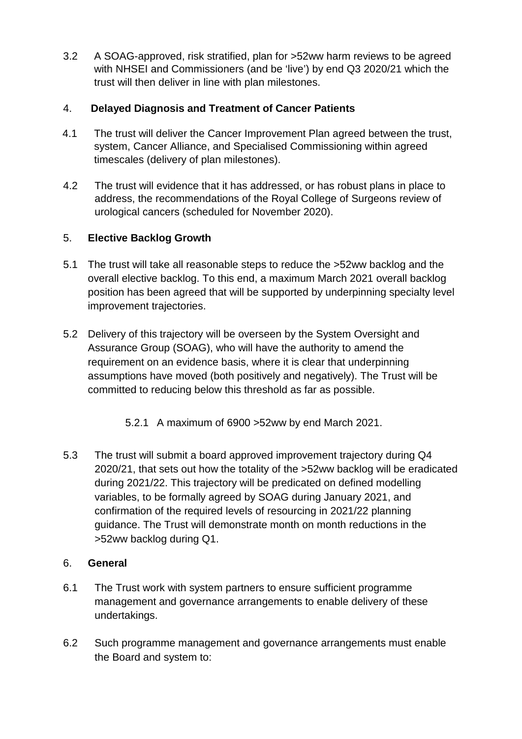3.2 A SOAG-approved, risk stratified, plan for >52ww harm reviews to be agreed with NHSEI and Commissioners (and be 'live') by end Q3 2020/21 which the trust will then deliver in line with plan milestones.

## 4. Delayed Diagnosis and Treatment of Cancer Patients

4.1 The trust will deliver the Cancer Improvement Plan agreed between the trust, system, Cancer Alliance, and Specialised Commissioning within agreed timescales (delivery of plan milestones).

4.2 The trust will evidence that it has addressed, or has robust plans in place to address, the recommendations of the Royal College of Surgeons review of urological cancers (scheduled for November 2020).

## 5. Elective Backlog Growth

5.1 The trust will take all reasonable steps to reduce the >52ww backlog and the overall elective backlog. To this end, a maximum March 2021 overall backlog position has been agreed that will be supported by underpinning specialty level improvement trajectories.

5.2 Delivery of this trajectory will be overseen by the System Oversight and Assurance Group (SOAG), who will have the authority to amend the requirement on an evidence basis, where it is clear that underpinning assumptions have moved (both positively and negatively). The Trust will be committed to reducing below this threshold as far as possible.

5.2.1 A maximum of 6900 >52ww by end March 2021.

5.3 The trust will submit a board approved improvement trajectory during Q4 2020/21, that sets out how the totality of the >52ww backlog will be eradicated during 2021/22. This trajectory will be predicated on defined modelling variables, to be formally agreed by SOAG during January 2021, and confirmation of the required levels of resourcing in 2021/22 planning guidance. The Trust will demonstrate month on month reductions in the >52ww backlog during Q1.

## 6. General

6.1 The Trust work with system partners to ensure sufficient programme management and governance arrangements to enable delivery of these undertakings.

6.2 Such programme management and governance arrangements must enable the Board and system to: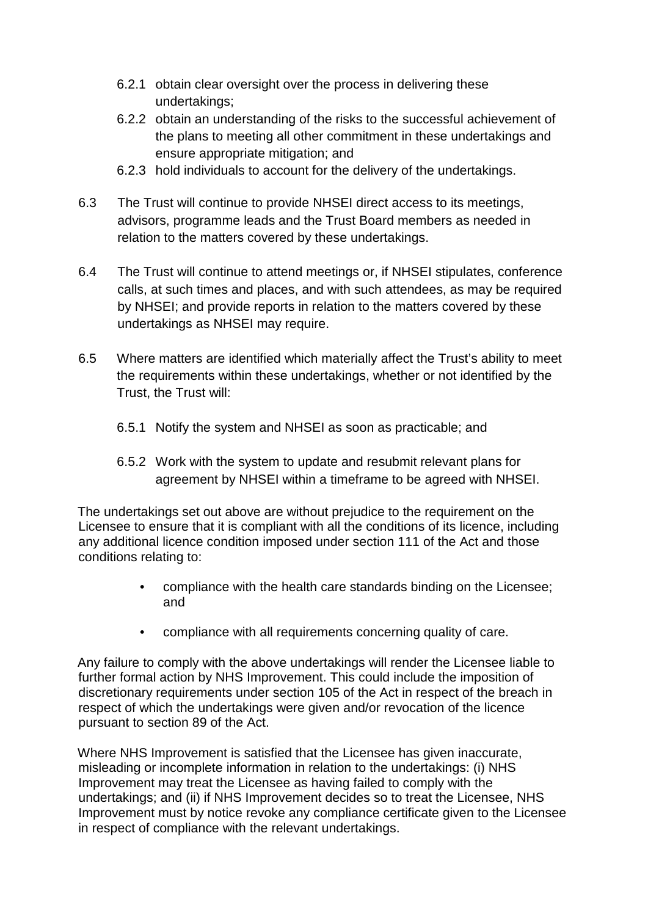6.2.1 obtain clear oversight over the process in delivering these undertakings;

6.2.2 obtain an understanding of the risks to the successful achievement of the plans to meeting all other commitment in these undertakings and ensure appropriate mitigation; and

6.2.3 hold individuals to account for the delivery of the undertakings.

6.3 The Trust will continue to provide NHSEI direct access to its meetings, advisors, programme leads and the Trust Board members as needed in relation to the matters covered by these undertakings.

6.4 The Trust will continue to attend meetings or, if NHSEI stipulates, conference calls, at such times and places, and with such attendees, as may be required by NHSEI; and provide reports in relation to the matters covered by these undertakings as NHSEI may require.

6.5 Where matters are identified which materially affect the Trust's ability to meet the requirements within these undertakings, whether or not identified by the Trust, the Trust will:

6.5.1 Notify the system and NHSEI as soon as practicable; and

6.5.2 Work with the system to update and resubmit relevant plans for agreement by NHSEI within a timeframe to be agreed with NHSEI.

The undertakings set out above are without prejudice to the requirement on the Licensee to ensure that it is compliant with all the conditions of its licence, including any additional licence condition imposed under section 111 of the Act and those conditions relating to:

- compliance with the health care standards binding on the Licensee; and
- compliance with all requirements concerning quality of care.

Any failure to comply with the above undertakings will render the Licensee liable to further formal action by NHS Improvement. This could include the imposition of discretionary requirements under section 105 of the Act in respect of the breach in respect of which the undertakings were given and/or revocation of the licence pursuant to section 89 of the Act.

Where NHS Improvement is satisfied that the Licensee has given inaccurate, misleading or incomplete information in relation to the undertakings: (i) NHS Improvement may treat the Licensee as having failed to comply with the undertakings; and (ii) if NHS Improvement decides so to treat the Licensee, NHS Improvement must by notice revoke any compliance certificate given to the Licensee in respect of compliance with the relevant undertakings.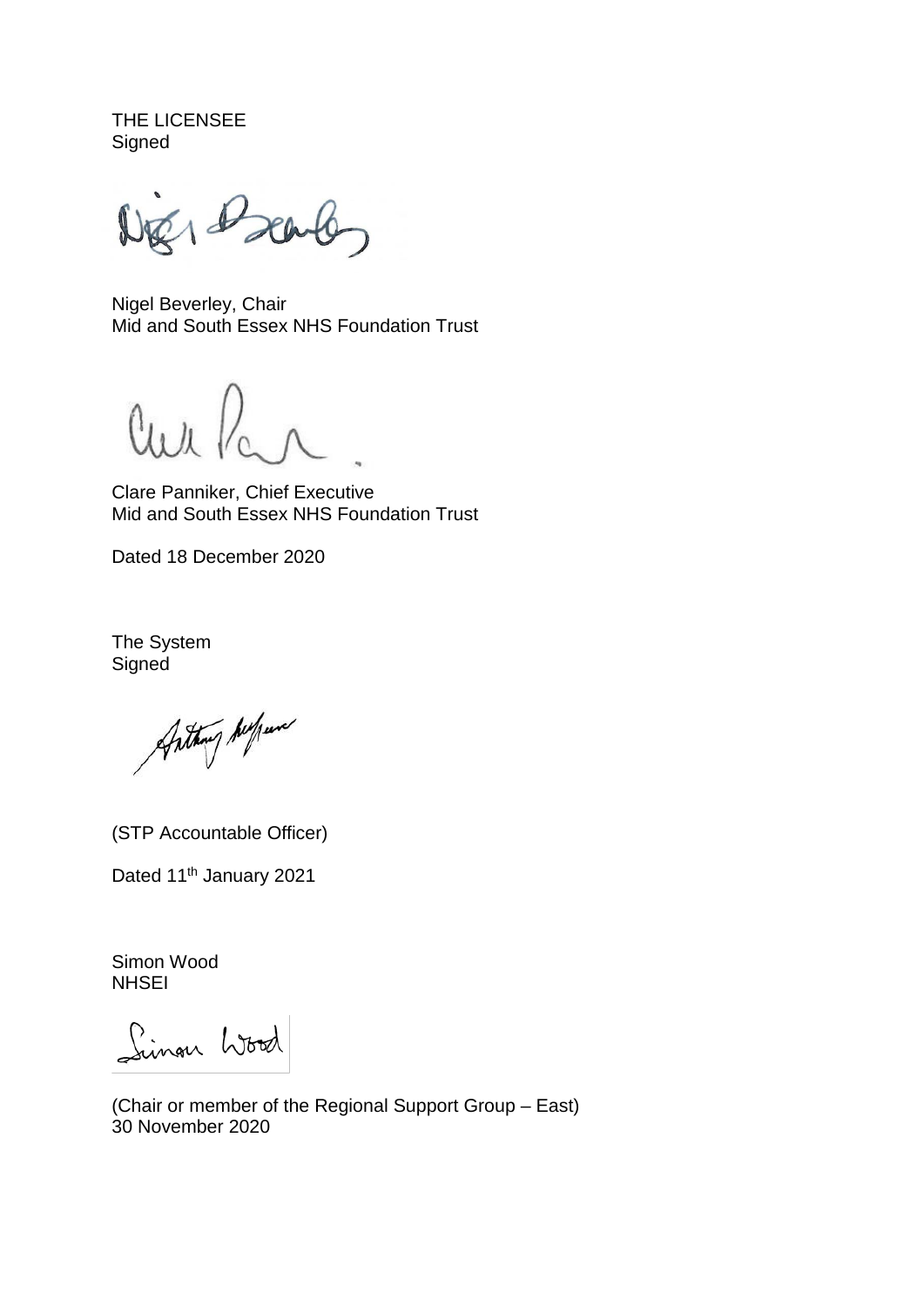THE LICENSEE
Signed

Nigel Beverley, Chair
Mid and South Essex NHS Foundation Trust

Clare Panniker, Chief Executive
Mid and South Essex NHS Foundation Trust

Dated 18 December 2020

The System
Signed

(STP Accountable Officer)

Dated 11th January 2021

Simon Wood
NHSEI

(Chair or member of the Regional Support Group – East)
30 November 2020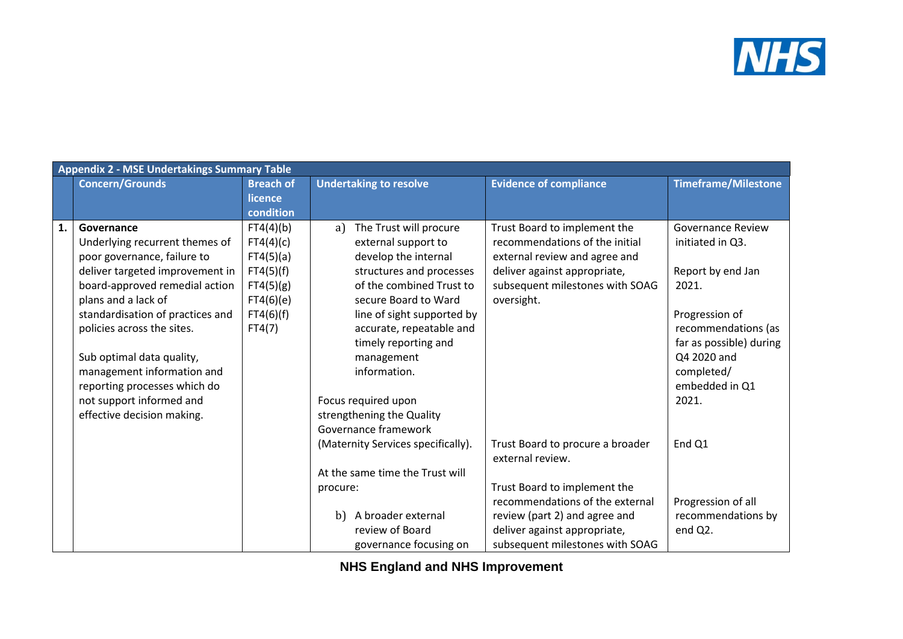| Appendix 2 - MSE Undertakings Summary Table | | | | | |
|---|---|---|---|---|---|
| | **Concern/Grounds** | **Breach of licence condition** | **Undertaking to resolve** | **Evidence of compliance** | **Timeframe/Milestone** |
| **1.** | **Governance**<br>Underlying recurrent themes of poor governance, failure to deliver targeted improvement in board-approved remedial action plans and a lack of standardisation of practices and policies across the sites.<br><br>Sub optimal data quality, management information and reporting processes which do not support informed and effective decision making. | FT4(4)(b)<br>FT4(4)(c)<br>FT4(5)(a)<br>FT4(5)(f)<br>FT4(5)(g)<br>FT4(6)(e)<br>FT4(6)(f)<br>FT4(7) | a) The Trust will procure external support to develop the internal structures and processes of the combined Trust to secure Board to Ward line of sight supported by accurate, repeatable and timely reporting and management information.<br><br>Focus required upon strengthening the Quality Governance framework (Maternity Services specifically).<br><br>At the same time the Trust will procure:<br><br>b) A broader external review of Board governance focusing on | Trust Board to implement the recommendations of the initial external review and agree and deliver against appropriate, subsequent milestones with SOAG oversight.<br><br>Trust Board to procure a broader external review.<br><br>Trust Board to implement the recommendations of the external review (part 2) and agree and deliver against appropriate, subsequent milestones with SOAG | Governance Review initiated in Q3.<br><br>Report by end Jan 2021.<br><br>Progression of recommendations (as far as possible) during Q4 2020 and completed/ embedded in Q1 2021.<br><br>End Q1<br><br>Progression of all recommendations by end Q2. |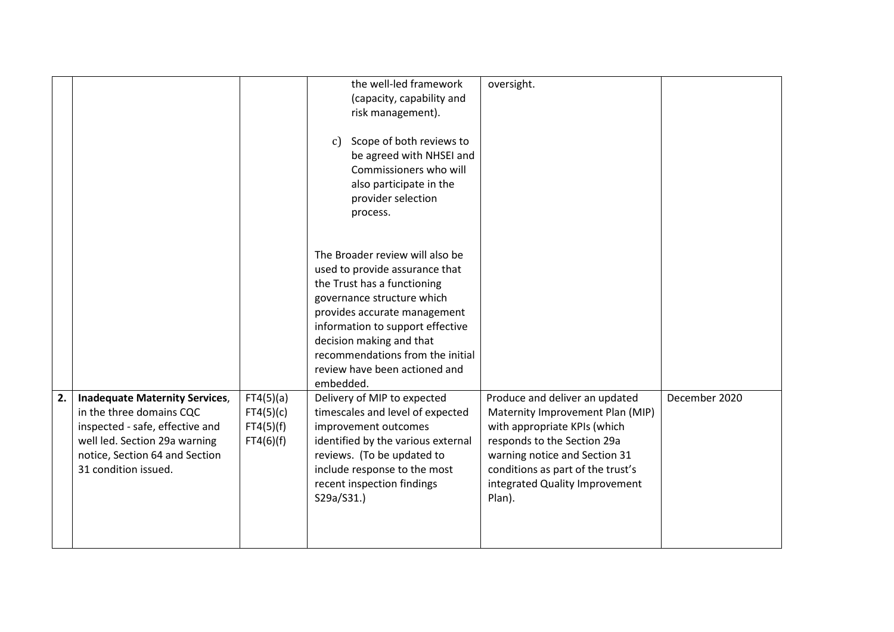| | | | | | |
|---|---|---|---|---|---|
| | | | the well-led framework (capacity, capability and risk management).<br><br>c) Scope of both reviews to be agreed with NHSEI and Commissioners who will also participate in the provider selection process.<br><br>The Broader review will also be used to provide assurance that the Trust has a functioning governance structure which provides accurate management information to support effective decision making and that recommendations from the initial review have been actioned and embedded. | oversight. | |
| **2.** | **Inadequate Maternity Services**, in the three domains CQC inspected - safe, effective and well led. Section 29a warning notice, Section 64 and Section 31 condition issued. | FT4(5)(a)<br>FT4(5)(c)<br>FT4(5)(f)<br>FT4(6)(f) | Delivery of MIP to expected timescales and level of expected improvement outcomes identified by the various external reviews. (To be updated to include response to the most recent inspection findings S29a/S31.) | Produce and deliver an updated Maternity Improvement Plan (MIP) with appropriate KPIs (which responds to the Section 29a warning notice and Section 31 conditions as part of the trust's integrated Quality Improvement Plan). | December 2020 |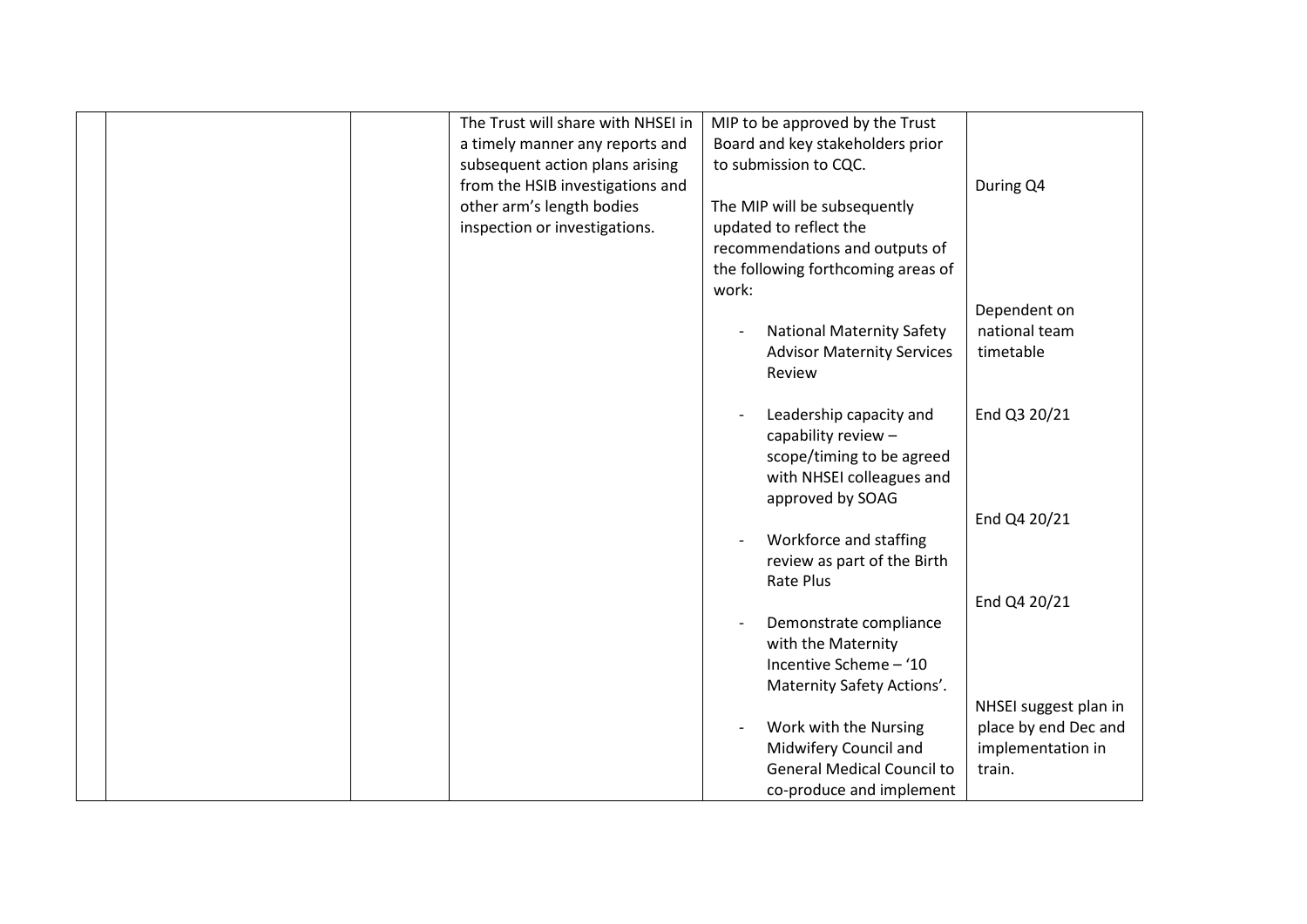|  |  |  | The Trust will share with NHSEI in a timely manner any reports and subsequent action plans arising from the HSIB investigations and other arm's length bodies inspection or investigations. | MIP to be approved by the Trust Board and key stakeholders prior to submission to CQC.<br><br>The MIP will be subsequently updated to reflect the recommendations and outputs of the following forthcoming areas of work:<br><br>- National Maternity Safety Advisor Maternity Services Review<br><br>- Leadership capacity and capability review – scope/timing to be agreed with NHSEI colleagues and approved by SOAG<br><br>- Workforce and staffing review as part of the Birth Rate Plus<br><br>- Demonstrate compliance with the Maternity Incentive Scheme – '10 Maternity Safety Actions'.<br><br>- Work with the Nursing Midwifery Council and General Medical Council to co-produce and implement | During Q4<br><br>Dependent on national team timetable<br><br>End Q3 20/21<br><br>End Q4 20/21<br><br>End Q4 20/21<br><br>NHSEI suggest plan in place by end Dec and implementation in train. |
|---|---|---|---|---|---|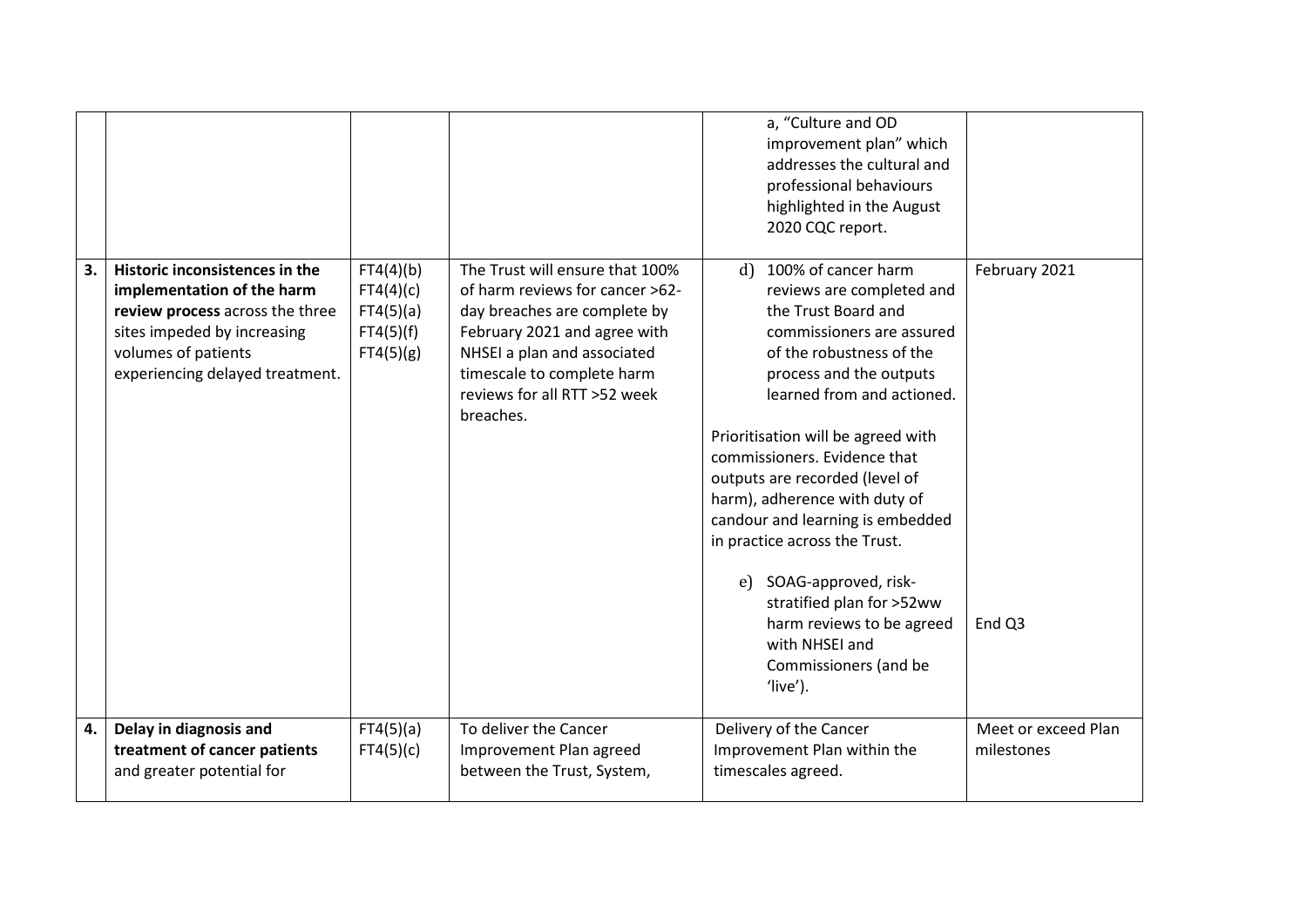| | | | | | |
|---|---|---|---|---|---|
| | | | | a, "Culture and OD improvement plan" which addresses the cultural and professional behaviours highlighted in the August 2020 CQC report. | |
| **3.** | **Historic inconsistences in the implementation of the harm review process** across the three sites impeded by increasing volumes of patients experiencing delayed treatment. | FT4(4)(b)<br>FT4(4)(c)<br>FT4(5)(a)<br>FT4(5)(f)<br>FT4(5)(g) | The Trust will ensure that 100% of harm reviews for cancer >62-day breaches are complete by February 2021 and agree with NHSEI a plan and associated timescale to complete harm reviews for all RTT >52 week breaches. | d) 100% of cancer harm reviews are completed and the Trust Board and commissioners are assured of the robustness of the process and the outputs learned from and actioned.<br><br>Prioritisation will be agreed with commissioners. Evidence that outputs are recorded (level of harm), adherence with duty of candour and learning is embedded in practice across the Trust.<br><br>e) SOAG-approved, risk-stratified plan for >52ww harm reviews to be agreed with NHSEI and Commissioners (and be 'live'). | February 2021<br><br><br><br><br><br><br><br>End Q3 |
| **4.** | **Delay in diagnosis and treatment of cancer patients** and greater potential for | FT4(5)(a)<br>FT4(5)(c) | To deliver the Cancer Improvement Plan agreed between the Trust, System, | Delivery of the Cancer Improvement Plan within the timescales agreed. | Meet or exceed Plan milestones |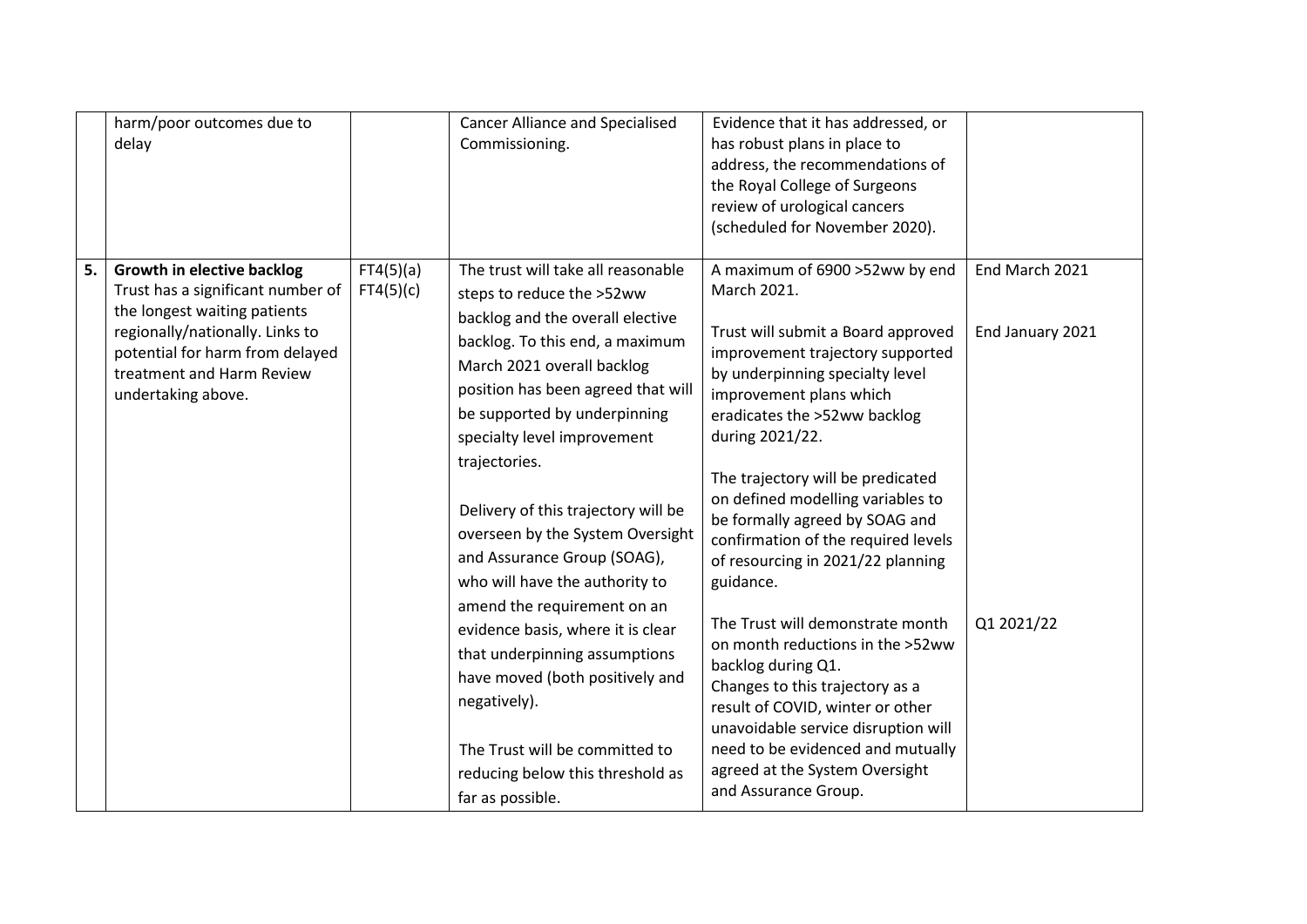| | | | | | |
|---|---|---|---|---|---|
| | harm/poor outcomes due to delay | | Cancer Alliance and Specialised Commissioning. | Evidence that it has addressed, or has robust plans in place to address, the recommendations of the Royal College of Surgeons review of urological cancers (scheduled for November 2020). | |
| **5.** | **Growth in elective backlog**<br>Trust has a significant number of the longest waiting patients regionally/nationally. Links to potential for harm from delayed treatment and Harm Review undertaking above. | FT4(5)(a)<br>FT4(5)(c) | The trust will take all reasonable steps to reduce the >52ww backlog and the overall elective backlog. To this end, a maximum March 2021 overall backlog position has been agreed that will be supported by underpinning specialty level improvement trajectories.<br><br>Delivery of this trajectory will be overseen by the System Oversight and Assurance Group (SOAG), who will have the authority to amend the requirement on an evidence basis, where it is clear that underpinning assumptions have moved (both positively and negatively).<br><br>The Trust will be committed to reducing below this threshold as far as possible. | A maximum of 6900 >52ww by end March 2021.<br><br>Trust will submit a Board approved improvement trajectory supported by underpinning specialty level improvement plans which eradicates the >52ww backlog during 2021/22.<br><br>The trajectory will be predicated on defined modelling variables to be formally agreed by SOAG and confirmation of the required levels of resourcing in 2021/22 planning guidance.<br><br>The Trust will demonstrate month on month reductions in the >52ww backlog during Q1.<br>Changes to this trajectory as a result of COVID, winter or other unavoidable service disruption will need to be evidenced and mutually agreed at the System Oversight and Assurance Group. | End March 2021<br><br>End January 2021<br><br>Q1 2021/22 |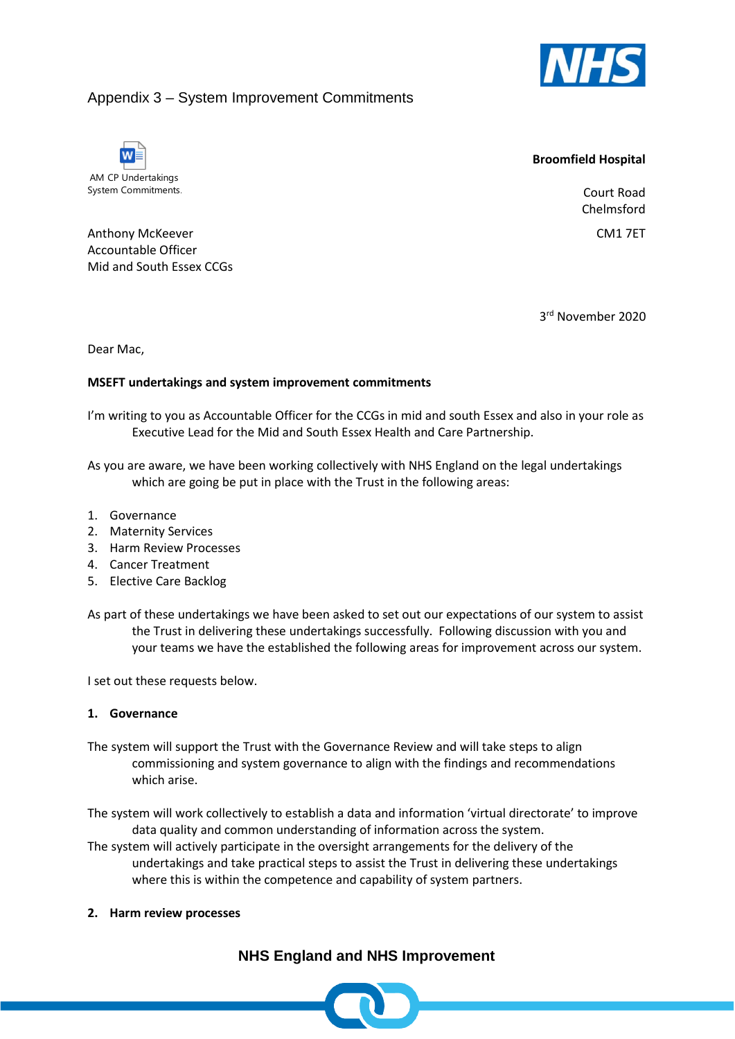Appendix 3 – System Improvement Commitments

AM CP Undertakings System Commitments.

**Broomfield Hospital**

Court Road
Chelmsford

CM1 7ET

Anthony McKeever
Accountable Officer
Mid and South Essex CCGs

3rd November 2020

Dear Mac,

**MSEFT undertakings and system improvement commitments**

I'm writing to you as Accountable Officer for the CCGs in mid and south Essex and also in your role as Executive Lead for the Mid and South Essex Health and Care Partnership.

As you are aware, we have been working collectively with NHS England on the legal undertakings which are going be put in place with the Trust in the following areas:

1. Governance
2. Maternity Services
3. Harm Review Processes
4. Cancer Treatment
5. Elective Care Backlog

As part of these undertakings we have been asked to set out our expectations of our system to assist the Trust in delivering these undertakings successfully. Following discussion with you and your teams we have the established the following areas for improvement across our system.

I set out these requests below.

**1. Governance**

The system will support the Trust with the Governance Review and will take steps to align commissioning and system governance to align with the findings and recommendations which arise.

The system will work collectively to establish a data and information 'virtual directorate' to improve data quality and common understanding of information across the system.
The system will actively participate in the oversight arrangements for the delivery of the undertakings and take practical steps to assist the Trust in delivering these undertakings where this is within the competence and capability of system partners.

**2. Harm review processes**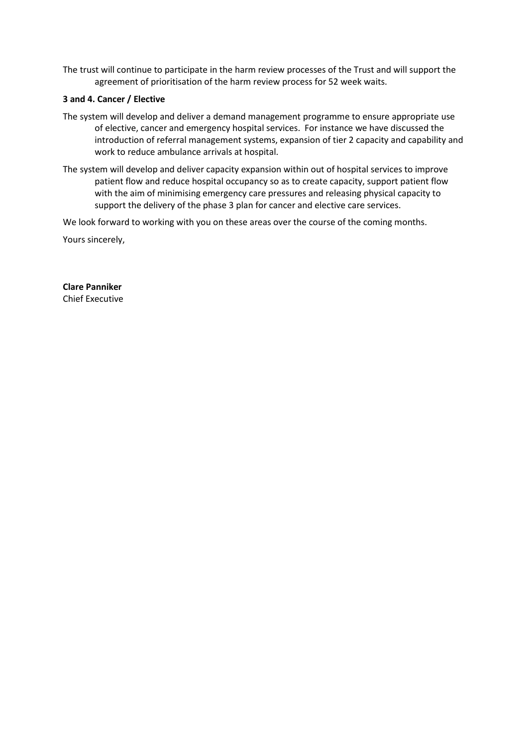The trust will continue to participate in the harm review processes of the Trust and will support the agreement of prioritisation of the harm review process for 52 week waits.

**3 and 4. Cancer / Elective**

The system will develop and deliver a demand management programme to ensure appropriate use of elective, cancer and emergency hospital services. For instance we have discussed the introduction of referral management systems, expansion of tier 2 capacity and capability and work to reduce ambulance arrivals at hospital.

The system will develop and deliver capacity expansion within out of hospital services to improve patient flow and reduce hospital occupancy so as to create capacity, support patient flow with the aim of minimising emergency care pressures and releasing physical capacity to support the delivery of the phase 3 plan for cancer and elective care services.

We look forward to working with you on these areas over the course of the coming months.

Yours sincerely,

**Clare Panniker**
Chief Executive